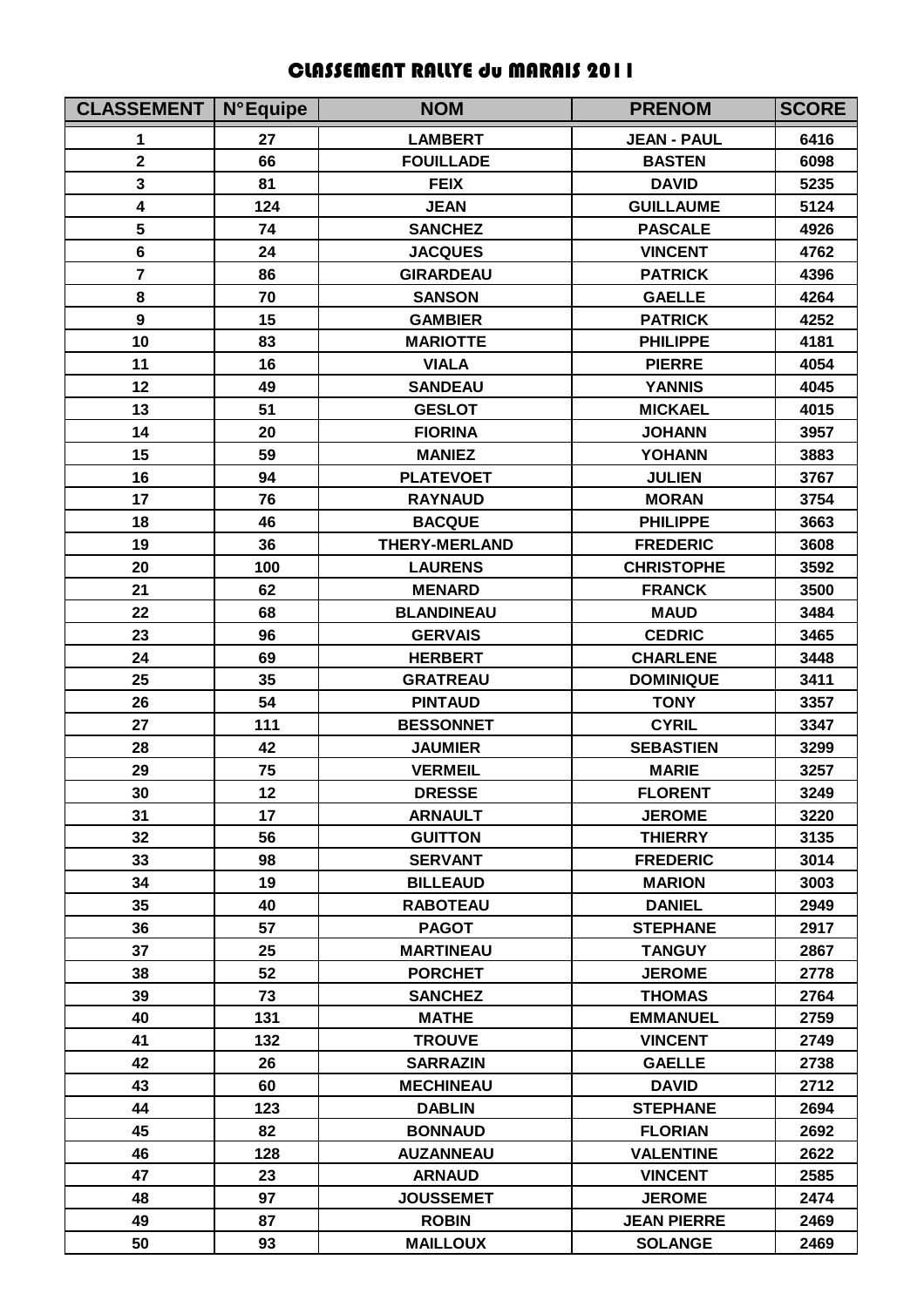# CLASSEMENT RALLYE du MARAIS 2011

| CLASSEMENT | N°Equipe | NOM | PRENOM | SCORE |
|---|---|---|---|---|
| 1 | 27 | LAMBERT | JEAN - PAUL | 6416 |
| 2 | 66 | FOUILLADE | BASTEN | 6098 |
| 3 | 81 | FEIX | DAVID | 5235 |
| 4 | 124 | JEAN | GUILLAUME | 5124 |
| 5 | 74 | SANCHEZ | PASCALE | 4926 |
| 6 | 24 | JACQUES | VINCENT | 4762 |
| 7 | 86 | GIRARDEAU | PATRICK | 4396 |
| 8 | 70 | SANSON | GAELLE | 4264 |
| 9 | 15 | GAMBIER | PATRICK | 4252 |
| 10 | 83 | MARIOTTE | PHILIPPE | 4181 |
| 11 | 16 | VIALA | PIERRE | 4054 |
| 12 | 49 | SANDEAU | YANNIS | 4045 |
| 13 | 51 | GESLOT | MICKAEL | 4015 |
| 14 | 20 | FIORINA | JOHANN | 3957 |
| 15 | 59 | MANIEZ | YOHANN | 3883 |
| 16 | 94 | PLATEVOET | JULIEN | 3767 |
| 17 | 76 | RAYNAUD | MORAN | 3754 |
| 18 | 46 | BACQUE | PHILIPPE | 3663 |
| 19 | 36 | THERY-MERLAND | FREDERIC | 3608 |
| 20 | 100 | LAURENS | CHRISTOPHE | 3592 |
| 21 | 62 | MENARD | FRANCK | 3500 |
| 22 | 68 | BLANDINEAU | MAUD | 3484 |
| 23 | 96 | GERVAIS | CEDRIC | 3465 |
| 24 | 69 | HERBERT | CHARLENE | 3448 |
| 25 | 35 | GRATREAU | DOMINIQUE | 3411 |
| 26 | 54 | PINTAUD | TONY | 3357 |
| 27 | 111 | BESSONNET | CYRIL | 3347 |
| 28 | 42 | JAUMIER | SEBASTIEN | 3299 |
| 29 | 75 | VERMEIL | MARIE | 3257 |
| 30 | 12 | DRESSE | FLORENT | 3249 |
| 31 | 17 | ARNAULT | JEROME | 3220 |
| 32 | 56 | GUITTON | THIERRY | 3135 |
| 33 | 98 | SERVANT | FREDERIC | 3014 |
| 34 | 19 | BILLEAUD | MARION | 3003 |
| 35 | 40 | RABOTEAU | DANIEL | 2949 |
| 36 | 57 | PAGOT | STEPHANE | 2917 |
| 37 | 25 | MARTINEAU | TANGUY | 2867 |
| 38 | 52 | PORCHET | JEROME | 2778 |
| 39 | 73 | SANCHEZ | THOMAS | 2764 |
| 40 | 131 | MATHE | EMMANUEL | 2759 |
| 41 | 132 | TROUVE | VINCENT | 2749 |
| 42 | 26 | SARRAZIN | GAELLE | 2738 |
| 43 | 60 | MECHINEAU | DAVID | 2712 |
| 44 | 123 | DABLIN | STEPHANE | 2694 |
| 45 | 82 | BONNAUD | FLORIAN | 2692 |
| 46 | 128 | AUZANNEAU | VALENTINE | 2622 |
| 47 | 23 | ARNAUD | VINCENT | 2585 |
| 48 | 97 | JOUSSEMET | JEROME | 2474 |
| 49 | 87 | ROBIN | JEAN PIERRE | 2469 |
| 50 | 93 | MAILLOUX | SOLANGE | 2469 |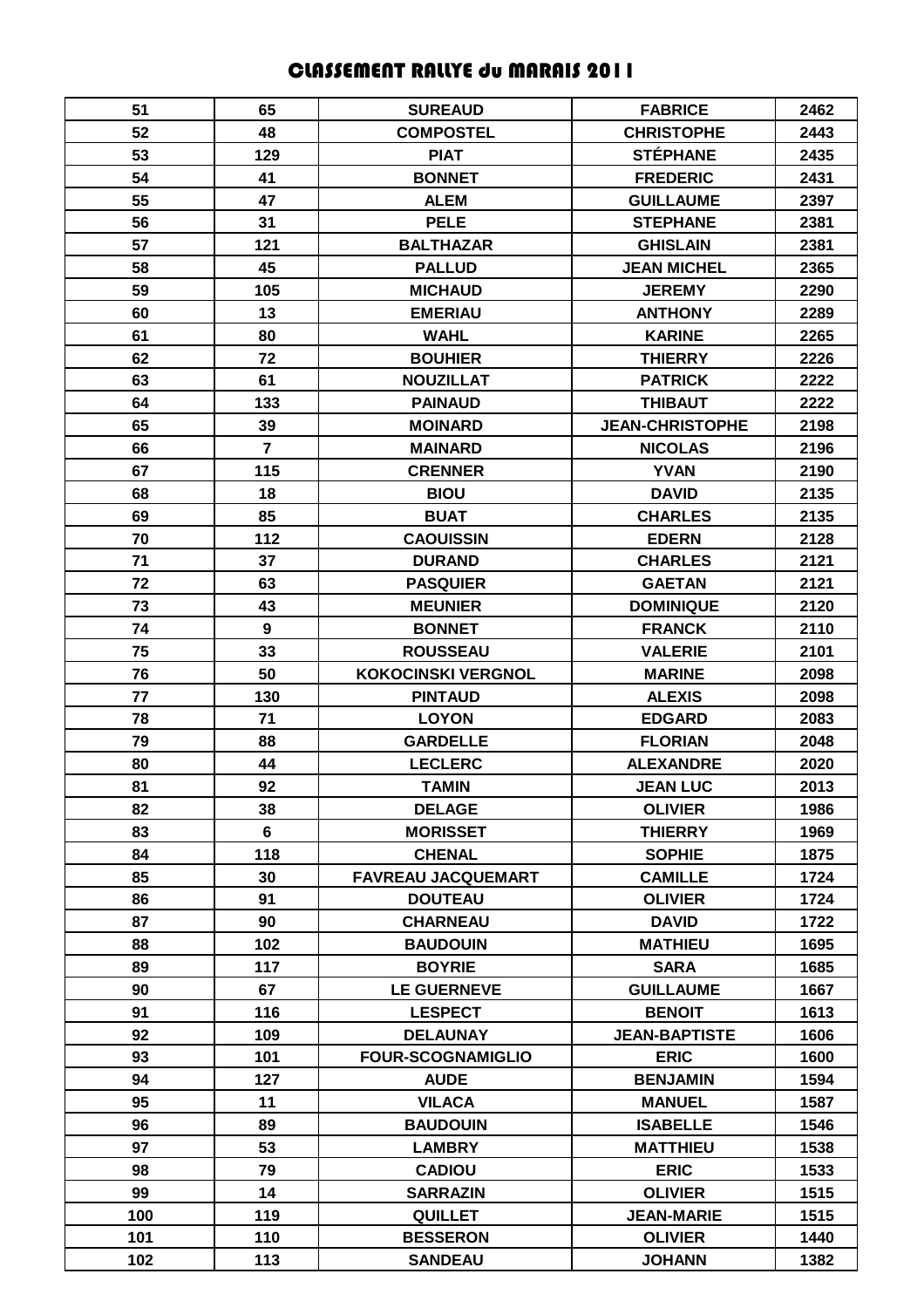# CLASSEMENT RALLYE du MARAIS 2011

| | | | | |
|---|---|---|---|---|
| 51 | 65 | SUREAUD | FABRICE | 2462 |
| 52 | 48 | COMPOSTEL | CHRISTOPHE | 2443 |
| 53 | 129 | PIAT | STÉPHANE | 2435 |
| 54 | 41 | BONNET | FREDERIC | 2431 |
| 55 | 47 | ALEM | GUILLAUME | 2397 |
| 56 | 31 | PELE | STEPHANE | 2381 |
| 57 | 121 | BALTHAZAR | GHISLAIN | 2381 |
| 58 | 45 | PALLUD | JEAN MICHEL | 2365 |
| 59 | 105 | MICHAUD | JEREMY | 2290 |
| 60 | 13 | EMERIAU | ANTHONY | 2289 |
| 61 | 80 | WAHL | KARINE | 2265 |
| 62 | 72 | BOUHIER | THIERRY | 2226 |
| 63 | 61 | NOUZILLAT | PATRICK | 2222 |
| 64 | 133 | PAINAUD | THIBAUT | 2222 |
| 65 | 39 | MOINARD | JEAN-CHRISTOPHE | 2198 |
| 66 | 7 | MAINARD | NICOLAS | 2196 |
| 67 | 115 | CRENNER | YVAN | 2190 |
| 68 | 18 | BIOU | DAVID | 2135 |
| 69 | 85 | BUAT | CHARLES | 2135 |
| 70 | 112 | CAOUISSIN | EDERN | 2128 |
| 71 | 37 | DURAND | CHARLES | 2121 |
| 72 | 63 | PASQUIER | GAETAN | 2121 |
| 73 | 43 | MEUNIER | DOMINIQUE | 2120 |
| 74 | 9 | BONNET | FRANCK | 2110 |
| 75 | 33 | ROUSSEAU | VALERIE | 2101 |
| 76 | 50 | KOKOCINSKI VERGNOL | MARINE | 2098 |
| 77 | 130 | PINTAUD | ALEXIS | 2098 |
| 78 | 71 | LOYON | EDGARD | 2083 |
| 79 | 88 | GARDELLE | FLORIAN | 2048 |
| 80 | 44 | LECLERC | ALEXANDRE | 2020 |
| 81 | 92 | TAMIN | JEAN LUC | 2013 |
| 82 | 38 | DELAGE | OLIVIER | 1986 |
| 83 | 6 | MORISSET | THIERRY | 1969 |
| 84 | 118 | CHENAL | SOPHIE | 1875 |
| 85 | 30 | FAVREAU JACQUEMART | CAMILLE | 1724 |
| 86 | 91 | DOUTEAU | OLIVIER | 1724 |
| 87 | 90 | CHARNEAU | DAVID | 1722 |
| 88 | 102 | BAUDOUIN | MATHIEU | 1695 |
| 89 | 117 | BOYRIE | SARA | 1685 |
| 90 | 67 | LE GUERNEVE | GUILLAUME | 1667 |
| 91 | 116 | LESPECT | BENOIT | 1613 |
| 92 | 109 | DELAUNAY | JEAN-BAPTISTE | 1606 |
| 93 | 101 | FOUR-SCOGNAMIGLIO | ERIC | 1600 |
| 94 | 127 | AUDE | BENJAMIN | 1594 |
| 95 | 11 | VILACA | MANUEL | 1587 |
| 96 | 89 | BAUDOUIN | ISABELLE | 1546 |
| 97 | 53 | LAMBRY | MATTHIEU | 1538 |
| 98 | 79 | CADIOU | ERIC | 1533 |
| 99 | 14 | SARRAZIN | OLIVIER | 1515 |
| 100 | 119 | QUILLET | JEAN-MARIE | 1515 |
| 101 | 110 | BESSERON | OLIVIER | 1440 |
| 102 | 113 | SANDEAU | JOHANN | 1382 |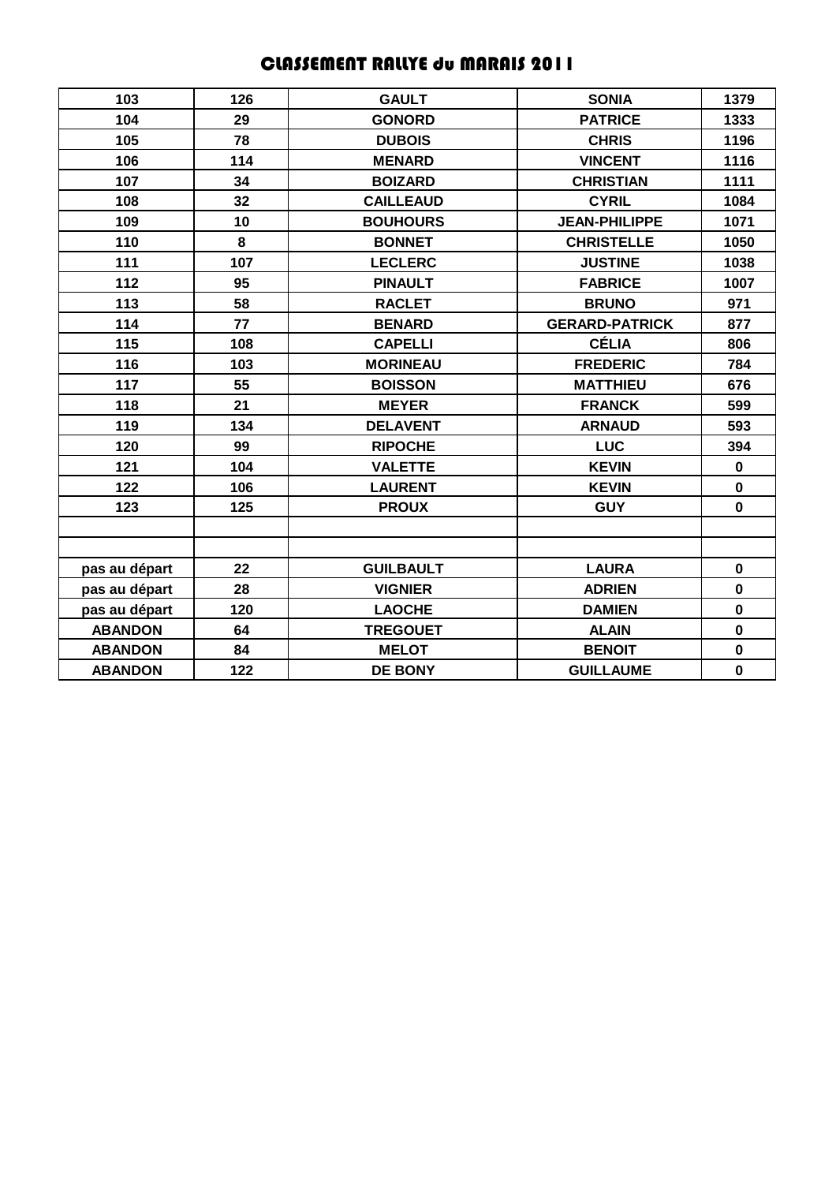# CLASSEMENT RALLYE du MARAIS 2011

| | | | | |
|---|---|---|---|---|
| **103** | **126** | **GAULT** | **SONIA** | **1379** |
| **104** | **29** | **GONORD** | **PATRICE** | **1333** |
| **105** | **78** | **DUBOIS** | **CHRIS** | **1196** |
| **106** | **114** | **MENARD** | **VINCENT** | **1116** |
| **107** | **34** | **BOIZARD** | **CHRISTIAN** | **1111** |
| **108** | **32** | **CAILLEAUD** | **CYRIL** | **1084** |
| **109** | **10** | **BOUHOURS** | **JEAN-PHILIPPE** | **1071** |
| **110** | **8** | **BONNET** | **CHRISTELLE** | **1050** |
| **111** | **107** | **LECLERC** | **JUSTINE** | **1038** |
| **112** | **95** | **PINAULT** | **FABRICE** | **1007** |
| **113** | **58** | **RACLET** | **BRUNO** | **971** |
| **114** | **77** | **BENARD** | **GERARD-PATRICK** | **877** |
| **115** | **108** | **CAPELLI** | **CÉLIA** | **806** |
| **116** | **103** | **MORINEAU** | **FREDERIC** | **784** |
| **117** | **55** | **BOISSON** | **MATTHIEU** | **676** |
| **118** | **21** | **MEYER** | **FRANCK** | **599** |
| **119** | **134** | **DELAVENT** | **ARNAUD** | **593** |
| **120** | **99** | **RIPOCHE** | **LUC** | **394** |
| **121** | **104** | **VALETTE** | **KEVIN** | **0** |
| **122** | **106** | **LAURENT** | **KEVIN** | **0** |
| **123** | **125** | **PROUX** | **GUY** | **0** |
| | | | | |
| | | | | |
| **pas au départ** | **22** | **GUILBAULT** | **LAURA** | **0** |
| **pas au départ** | **28** | **VIGNIER** | **ADRIEN** | **0** |
| **pas au départ** | **120** | **LAOCHE** | **DAMIEN** | **0** |
| **ABANDON** | **64** | **TREGOUET** | **ALAIN** | **0** |
| **ABANDON** | **84** | **MELOT** | **BENOIT** | **0** |
| **ABANDON** | **122** | **DE BONY** | **GUILLAUME** | **0** |